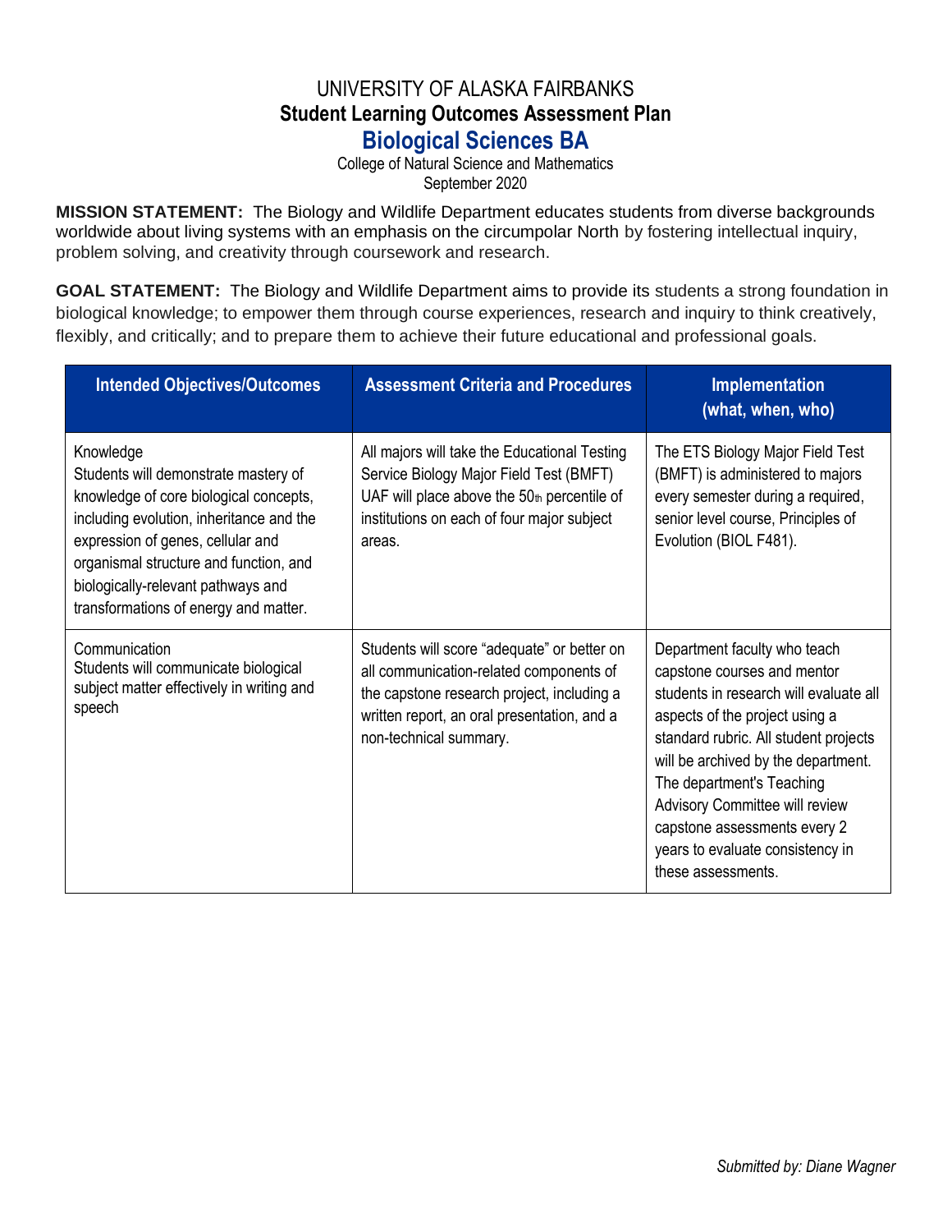# UNIVERSITY OF ALASKA FAIRBANKS

## Student Learning Outcomes Assessment Plan

## Biological Sciences BA

College of Natural Science and Mathematics
September 2020

**MISSION STATEMENT:** The Biology and Wildlife Department educates students from diverse backgrounds worldwide about living systems with an emphasis on the circumpolar North by fostering intellectual inquiry, problem solving, and creativity through coursework and research.

**GOAL STATEMENT:** The Biology and Wildlife Department aims to provide its students a strong foundation in biological knowledge; to empower them through course experiences, research and inquiry to think creatively, flexibly, and critically; and to prepare them to achieve their future educational and professional goals.

| Intended Objectives/Outcomes | Assessment Criteria and Procedures | Implementation (what, when, who) |
|---|---|---|
| Knowledge<br>Students will demonstrate mastery of knowledge of core biological concepts, including evolution, inheritance and the expression of genes, cellular and organismal structure and function, and biologically-relevant pathways and transformations of energy and matter. | All majors will take the Educational Testing Service Biology Major Field Test (BMFT) UAF will place above the 50th percentile of institutions on each of four major subject areas. | The ETS Biology Major Field Test (BMFT) is administered to majors every semester during a required, senior level course, Principles of Evolution (BIOL F481). |
| Communication<br>Students will communicate biological subject matter effectively in writing and speech | Students will score "adequate" or better on all communication-related components of the capstone research project, including a written report, an oral presentation, and a non-technical summary. | Department faculty who teach capstone courses and mentor students in research will evaluate all aspects of the project using a standard rubric. All student projects will be archived by the department. The department's Teaching Advisory Committee will review capstone assessments every 2 years to evaluate consistency in these assessments. |

*Submitted by: Diane Wagner*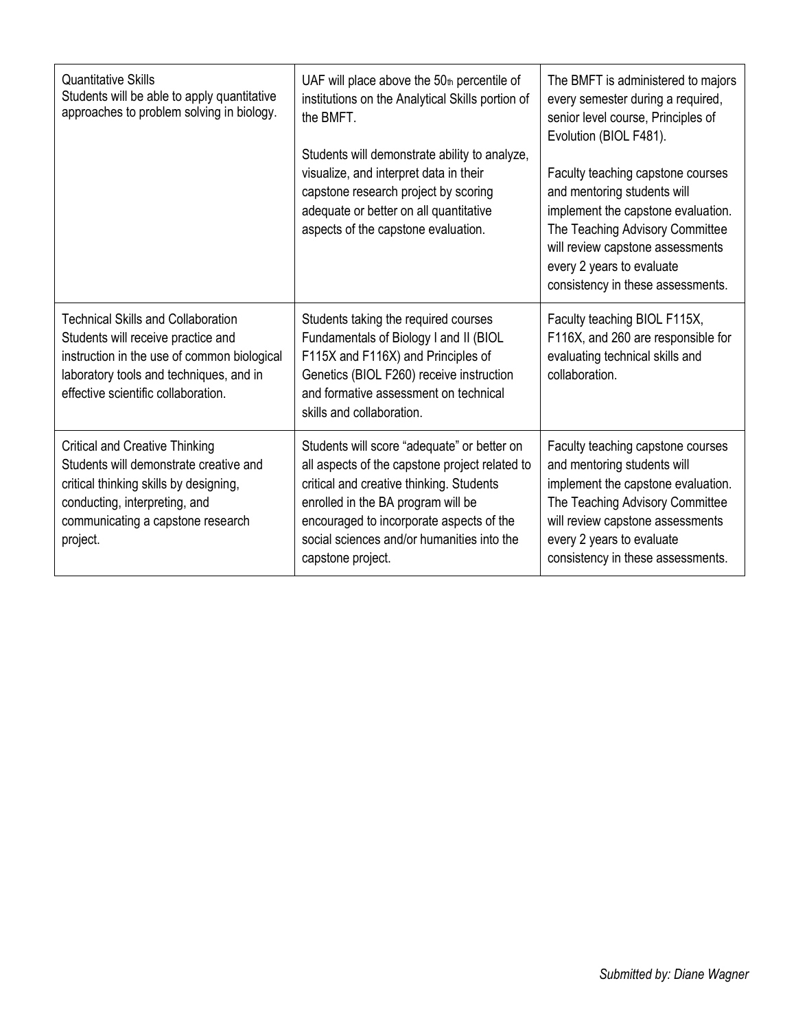| | | |
|---|---|---|
| Quantitative Skills<br>Students will be able to apply quantitative approaches to problem solving in biology. | UAF will place above the 50th percentile of institutions on the Analytical Skills portion of the BMFT.<br><br>Students will demonstrate ability to analyze, visualize, and interpret data in their capstone research project by scoring adequate or better on all quantitative aspects of the capstone evaluation. | The BMFT is administered to majors every semester during a required, senior level course, Principles of Evolution (BIOL F481).<br><br>Faculty teaching capstone courses and mentoring students will implement the capstone evaluation. The Teaching Advisory Committee will review capstone assessments every 2 years to evaluate consistency in these assessments. |
| Technical Skills and Collaboration<br>Students will receive practice and instruction in the use of common biological laboratory tools and techniques, and in effective scientific collaboration. | Students taking the required courses Fundamentals of Biology I and II (BIOL F115X and F116X) and Principles of Genetics (BIOL F260) receive instruction and formative assessment on technical skills and collaboration. | Faculty teaching BIOL F115X, F116X, and 260 are responsible for evaluating technical skills and collaboration. |
| Critical and Creative Thinking<br>Students will demonstrate creative and critical thinking skills by designing, conducting, interpreting, and communicating a capstone research project. | Students will score "adequate" or better on all aspects of the capstone project related to critical and creative thinking. Students enrolled in the BA program will be encouraged to incorporate aspects of the social sciences and/or humanities into the capstone project. | Faculty teaching capstone courses and mentoring students will implement the capstone evaluation. The Teaching Advisory Committee will review capstone assessments every 2 years to evaluate consistency in these assessments. |

*Submitted by: Diane Wagner*